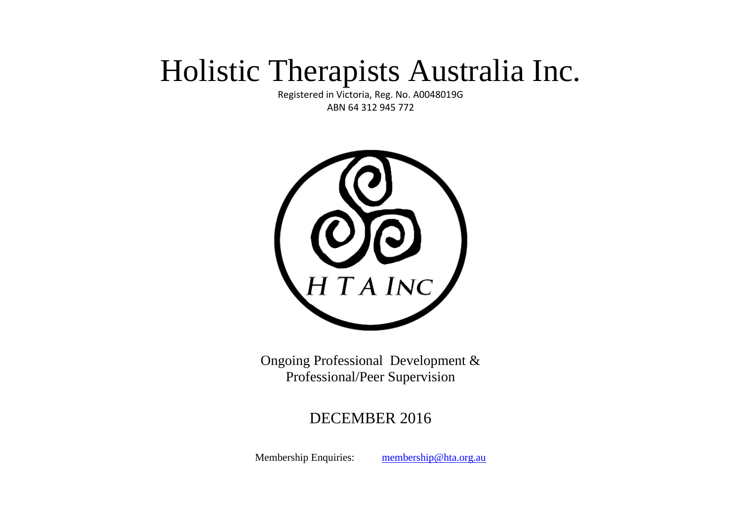# Holistic Therapists Australia Inc.

Registered in Victoria, Reg. No. A0048019G

ABN 64 312 945 772

H T A INC

Ongoing Professional Development &
Professional/Peer Supervision

DECEMBER 2016

Membership Enquiries: membership@hta.org.au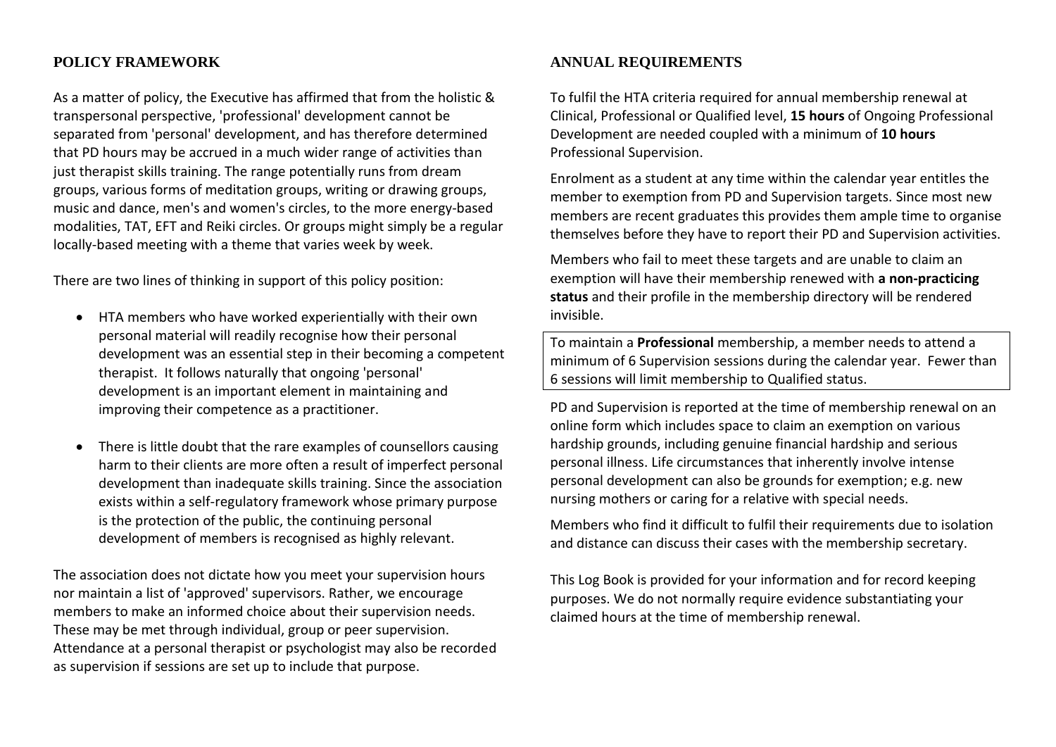## POLICY FRAMEWORK

As a matter of policy, the Executive has affirmed that from the holistic & transpersonal perspective, 'professional' development cannot be separated from 'personal' development, and has therefore determined that PD hours may be accrued in a much wider range of activities than just therapist skills training. The range potentially runs from dream groups, various forms of meditation groups, writing or drawing groups, music and dance, men's and women's circles, to the more energy-based modalities, TAT, EFT and Reiki circles. Or groups might simply be a regular locally-based meeting with a theme that varies week by week.

There are two lines of thinking in support of this policy position:

- HTA members who have worked experientially with their own personal material will readily recognise how their personal development was an essential step in their becoming a competent therapist. It follows naturally that ongoing 'personal' development is an important element in maintaining and improving their competence as a practitioner.
- There is little doubt that the rare examples of counsellors causing harm to their clients are more often a result of imperfect personal development than inadequate skills training. Since the association exists within a self-regulatory framework whose primary purpose is the protection of the public, the continuing personal development of members is recognised as highly relevant.

The association does not dictate how you meet your supervision hours nor maintain a list of 'approved' supervisors. Rather, we encourage members to make an informed choice about their supervision needs. These may be met through individual, group or peer supervision. Attendance at a personal therapist or psychologist may also be recorded as supervision if sessions are set up to include that purpose.

## ANNUAL REQUIREMENTS

To fulfil the HTA criteria required for annual membership renewal at Clinical, Professional or Qualified level, **15 hours** of Ongoing Professional Development are needed coupled with a minimum of **10 hours** Professional Supervision.

Enrolment as a student at any time within the calendar year entitles the member to exemption from PD and Supervision targets. Since most new members are recent graduates this provides them ample time to organise themselves before they have to report their PD and Supervision activities.

Members who fail to meet these targets and are unable to claim an exemption will have their membership renewed with **a non-practicing status** and their profile in the membership directory will be rendered invisible.

To maintain a **Professional** membership, a member needs to attend a minimum of 6 Supervision sessions during the calendar year. Fewer than 6 sessions will limit membership to Qualified status.

PD and Supervision is reported at the time of membership renewal on an online form which includes space to claim an exemption on various hardship grounds, including genuine financial hardship and serious personal illness. Life circumstances that inherently involve intense personal development can also be grounds for exemption; e.g. new nursing mothers or caring for a relative with special needs.

Members who find it difficult to fulfil their requirements due to isolation and distance can discuss their cases with the membership secretary.

This Log Book is provided for your information and for record keeping purposes. We do not normally require evidence substantiating your claimed hours at the time of membership renewal.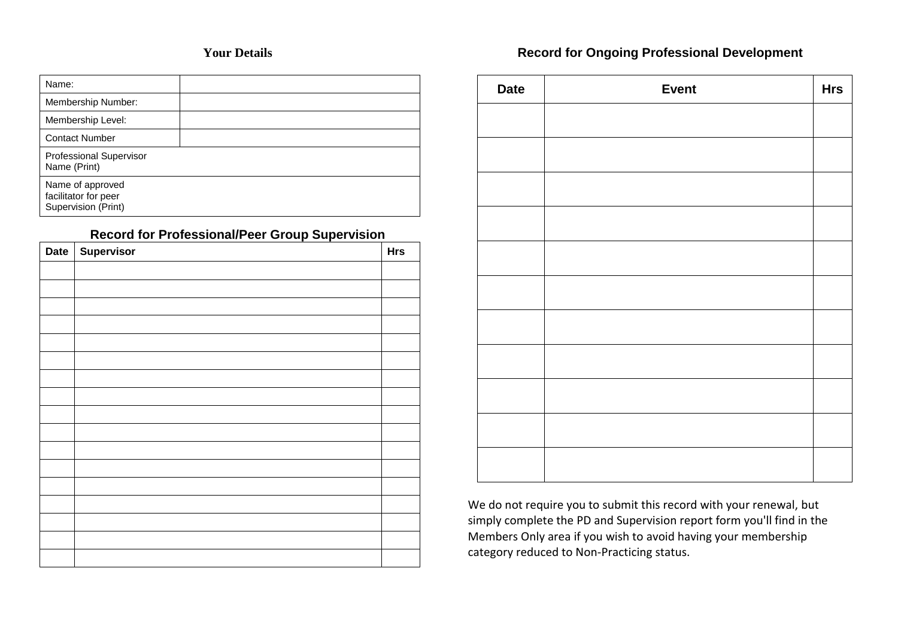## Your Details

| | |
|---|---|
| Name: | |
| Membership Number: | |
| Membership Level: | |
| Contact Number | |
| Professional Supervisor Name (Print) | |
| Name of approved facilitator for peer Supervision (Print) | |

## Record for Professional/Peer Group Supervision

| Date | Supervisor | Hrs |
|---|---|---|
| | | |
| | | |
| | | |
| | | |
| | | |
| | | |
| | | |
| | | |
| | | |
| | | |
| | | |
| | | |
| | | |
| | | |
| | | |
| | | |
| | | |

## Record for Ongoing Professional Development

| Date | Event | Hrs |
|---|---|---|
| | | |
| | | |
| | | |
| | | |
| | | |
| | | |
| | | |
| | | |
| | | |
| | | |
| | | |

We do not require you to submit this record with your renewal, but simply complete the PD and Supervision report form you'll find in the Members Only area if you wish to avoid having your membership category reduced to Non-Practicing status.